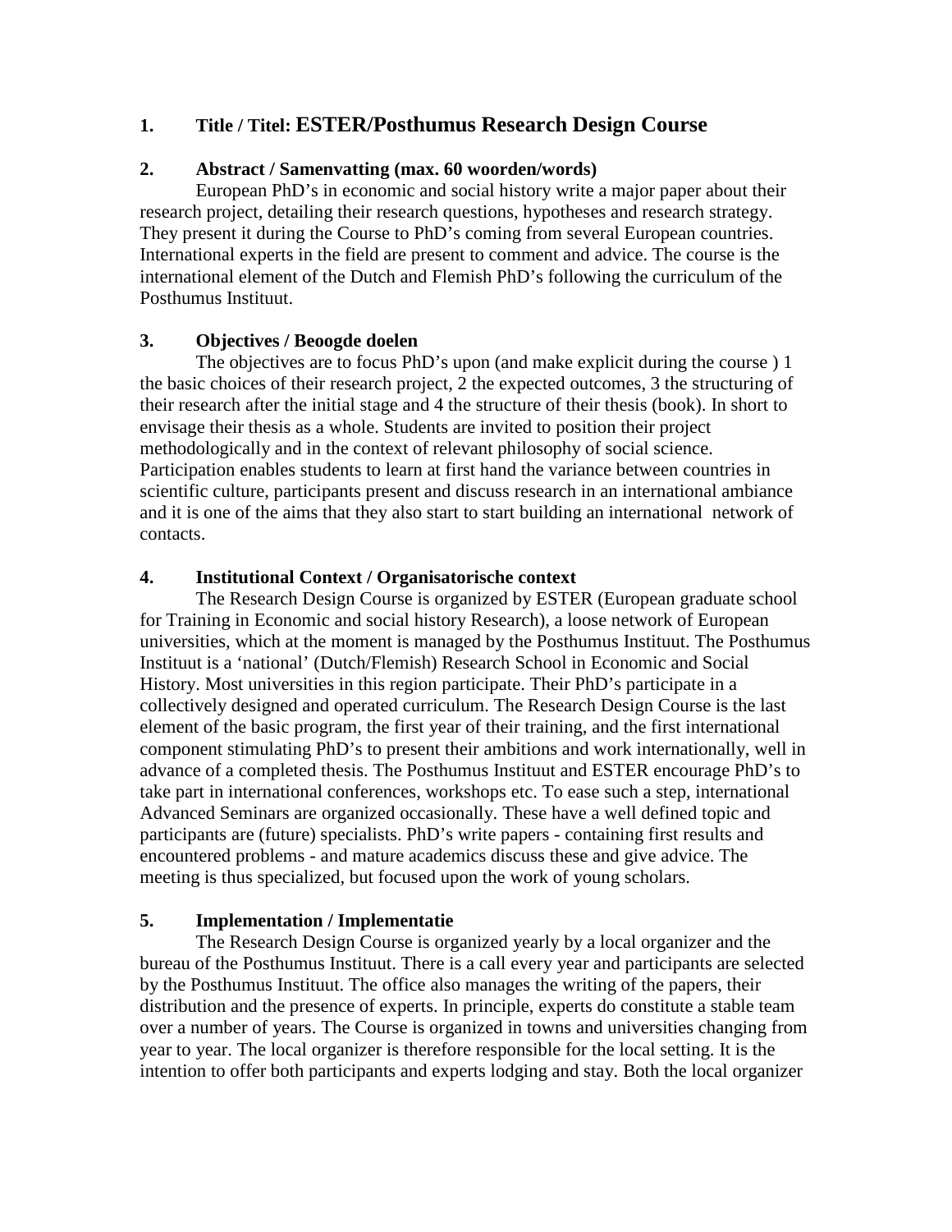## 1. Title / Titel: ESTER/Posthumus Research Design Course

## 2. Abstract / Samenvatting (max. 60 woorden/words)

European PhD's in economic and social history write a major paper about their research project, detailing their research questions, hypotheses and research strategy. They present it during the Course to PhD's coming from several European countries. International experts in the field are present to comment and advice. The course is the international element of the Dutch and Flemish PhD's following the curriculum of the Posthumus Instituut.

## 3. Objectives / Beoogde doelen

The objectives are to focus PhD's upon (and make explicit during the course ) 1 the basic choices of their research project, 2 the expected outcomes, 3 the structuring of their research after the initial stage and 4 the structure of their thesis (book). In short to envisage their thesis as a whole. Students are invited to position their project methodologically and in the context of relevant philosophy of social science. Participation enables students to learn at first hand the variance between countries in scientific culture, participants present and discuss research in an international ambiance and it is one of the aims that they also start to start building an international network of contacts.

## 4. Institutional Context / Organisatorische context

The Research Design Course is organized by ESTER (European graduate school for Training in Economic and social history Research), a loose network of European universities, which at the moment is managed by the Posthumus Instituut. The Posthumus Instituut is a 'national' (Dutch/Flemish) Research School in Economic and Social History. Most universities in this region participate. Their PhD's participate in a collectively designed and operated curriculum. The Research Design Course is the last element of the basic program, the first year of their training, and the first international component stimulating PhD's to present their ambitions and work internationally, well in advance of a completed thesis. The Posthumus Instituut and ESTER encourage PhD's to take part in international conferences, workshops etc. To ease such a step, international Advanced Seminars are organized occasionally. These have a well defined topic and participants are (future) specialists. PhD's write papers - containing first results and encountered problems - and mature academics discuss these and give advice. The meeting is thus specialized, but focused upon the work of young scholars.

## 5. Implementation / Implementatie

The Research Design Course is organized yearly by a local organizer and the bureau of the Posthumus Instituut. There is a call every year and participants are selected by the Posthumus Instituut. The office also manages the writing of the papers, their distribution and the presence of experts. In principle, experts do constitute a stable team over a number of years. The Course is organized in towns and universities changing from year to year. The local organizer is therefore responsible for the local setting. It is the intention to offer both participants and experts lodging and stay. Both the local organizer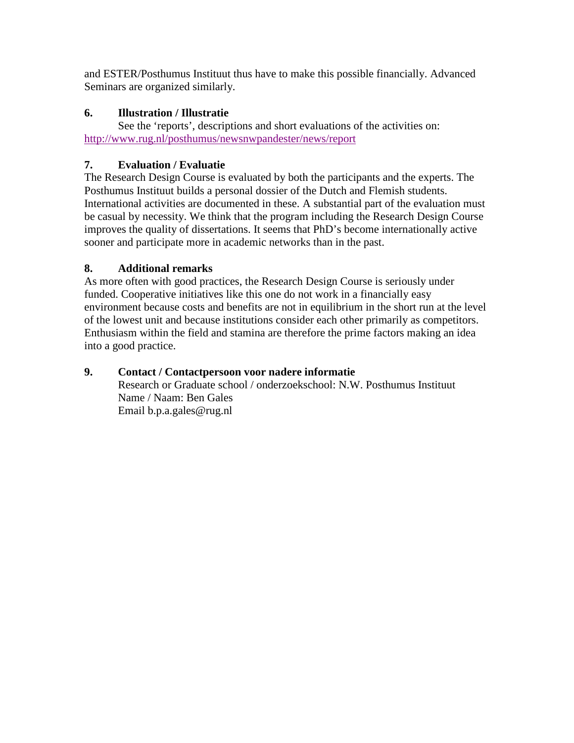and ESTER/Posthumus Instituut thus have to make this possible financially. Advanced Seminars are organized similarly.

## 6. Illustration / Illustratie

See the 'reports', descriptions and short evaluations of the activities on: http://www.rug.nl/posthumus/newsnwpandester/news/report

## 7. Evaluation / Evaluatie

The Research Design Course is evaluated by both the participants and the experts. The Posthumus Instituut builds a personal dossier of the Dutch and Flemish students. International activities are documented in these. A substantial part of the evaluation must be casual by necessity. We think that the program including the Research Design Course improves the quality of dissertations. It seems that PhD's become internationally active sooner and participate more in academic networks than in the past.

## 8. Additional remarks

As more often with good practices, the Research Design Course is seriously under funded. Cooperative initiatives like this one do not work in a financially easy environment because costs and benefits are not in equilibrium in the short run at the level of the lowest unit and because institutions consider each other primarily as competitors. Enthusiasm within the field and stamina are therefore the prime factors making an idea into a good practice.

## 9. Contact / Contactpersoon voor nadere informatie

Research or Graduate school / onderzoekschool: N.W. Posthumus Instituut
Name / Naam: Ben Gales
Email b.p.a.gales@rug.nl